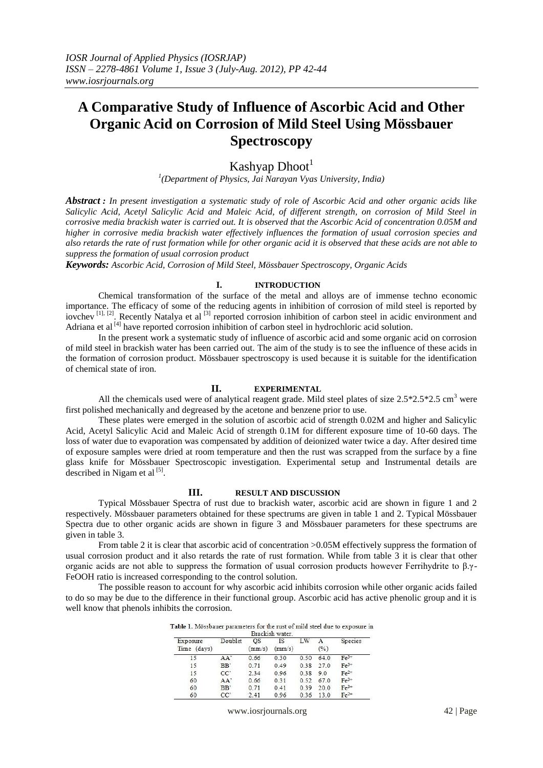# A Comparative Study of Influence of Ascorbic Acid and Other Organic Acid on Corrosion of Mild Steel Using Mössbauer Spectroscopy

Kashyap Dhoot[1]

[1](Department of Physics, Jai Narayan Vyas University, India)

***Abstract :*** *In present investigation a systematic study of role of Ascorbic Acid and other organic acids like Salicylic Acid, Acetyl Salicylic Acid and Maleic Acid, of different strength, on corrosion of Mild Steel in corrosive media brackish water is carried out. It is observed that the Ascorbic Acid of concentration 0.05M and higher in corrosive media brackish water effectively influences the formation of usual corrosion species and also retards the rate of rust formation while for other organic acid it is observed that these acids are not able to suppress the formation of usual corrosion product*

***Keywords:*** *Ascorbic Acid, Corrosion of Mild Steel, Mössbauer Spectroscopy, Organic Acids*

## I. INTRODUCTION

Chemical transformation of the surface of the metal and alloys are of immense techno economic importance. The efficacy of some of the reducing agents in inhibition of corrosion of mild steel is reported by iovchev [1], [2]. Recently Natalya et al [3] reported corrosion inhibition of carbon steel in acidic environment and Adriana et al [4] have reported corrosion inhibition of carbon steel in hydrochloric acid solution.

In the present work a systematic study of influence of ascorbic acid and some organic acid on corrosion of mild steel in brackish water has been carried out. The aim of the study is to see the influence of these acids in the formation of corrosion product. Mössbauer spectroscopy is used because it is suitable for the identification of chemical state of iron.

## II. EXPERIMENTAL

All the chemicals used were of analytical reagent grade. Mild steel plates of size 2.5\*2.5\*2.5 $cm^3$ were first polished mechanically and degreased by the acetone and benzene prior to use.

These plates were emerged in the solution of ascorbic acid of strength 0.02M and higher and Salicylic Acid, Acetyl Salicylic Acid and Maleic Acid of strength 0.1M for different exposure time of 10-60 days. The loss of water due to evaporation was compensated by addition of deionized water twice a day. After desired time of exposure samples were dried at room temperature and then the rust was scrapped from the surface by a fine glass knife for Mössbauer Spectroscopic investigation. Experimental setup and Instrumental details are described in Nigam et al [5].

## III. RESULT AND DISCUSSION

Typical Mössbauer Spectra of rust due to brackish water, ascorbic acid are shown in figure 1 and 2 respectively. Mössbauer parameters obtained for these spectrums are given in table 1 and 2. Typical Mössbauer Spectra due to other organic acids are shown in figure 3 and Mössbauer parameters for these spectrums are given in table 3.

From table 2 it is clear that ascorbic acid of concentration >0.05M effectively suppress the formation of usual corrosion product and it also retards the rate of rust formation. While from table 3 it is clear that other organic acids are not able to suppress the formation of usual corrosion products however Ferrihydrite to β.γ-FeOOH ratio is increased corresponding to the control solution.

The possible reason to account for why ascorbic acid inhibits corrosion while other organic acids failed to do so may be due to the difference in their functional group. Ascorbic acid has active phenolic group and it is well know that phenols inhibits the corrosion.

**Table 1.** Mössbauer parameters for the rust of mild steel due to exposure in Brackish water.

| Exposure Time (days) | Doublet | QS (mm/s) | IS (mm/s) | LW | A (%) | Species |
|---|---|---|---|---|---|---|
| 15 | AA' | 0.66 | 0.30 | 0.50 | 64.0 | $Fe^{3+}$ |
| 15 | BB' | 0.71 | 0.49 | 0.38 | 27.0 | $Fe^{3+}$ |
| 15 | CC' | 2.34 | 0.96 | 0.38 | 9.0 | $Fe^{2+}$ |
| 60 | AA' | 0.66 | 0.31 | 0.52 | 67.0 | $Fe^{3+}$ |
| 60 | BB' | 0.71 | 0.41 | 0.39 | 20.0 | $Fe^{3+}$ |
| 60 | CC' | 2.41 | 0.96 | 0.36 | 13.0 | $Fe^{2+}$ |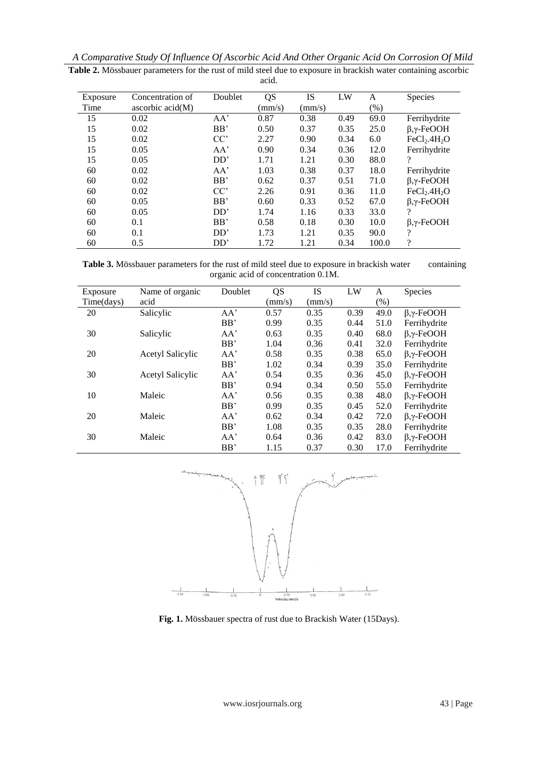**Table 2.** Mössbauer parameters for the rust of mild steel due to exposure in brackish water containing ascorbic acid.

| Exposure Time | Concentration of ascorbic acid(M) | Doublet | QS (mm/s) | IS (mm/s) | LW | A (%) | Species |
|---|---|---|---|---|---|---|---|
| 15 | 0.02 | AA' | 0.87 | 0.38 | 0.49 | 69.0 | Ferrihydrite |
| 15 | 0.02 | BB' | 0.50 | 0.37 | 0.35 | 25.0 | β,γ-FeOOH |
| 15 | 0.02 | CC' | 2.27 | 0.90 | 0.34 | 6.0 | $FeCl_2.4H_2O$ |
| 15 | 0.05 | AA' | 0.90 | 0.34 | 0.36 | 12.0 | Ferrihydrite |
| 15 | 0.05 | DD' | 1.71 | 1.21 | 0.30 | 88.0 | ? |
| 60 | 0.02 | AA' | 1.03 | 0.38 | 0.37 | 18.0 | Ferrihydrite |
| 60 | 0.02 | BB' | 0.62 | 0.37 | 0.51 | 71.0 | β,γ-FeOOH |
| 60 | 0.02 | CC' | 2.26 | 0.91 | 0.36 | 11.0 | $FeCl_2.4H_2O$ |
| 60 | 0.05 | BB' | 0.60 | 0.33 | 0.52 | 67.0 | β,γ-FeOOH |
| 60 | 0.05 | DD' | 1.74 | 1.16 | 0.33 | 33.0 | ? |
| 60 | 0.1 | BB' | 0.58 | 0.18 | 0.30 | 10.0 | β,γ-FeOOH |
| 60 | 0.1 | DD' | 1.73 | 1.21 | 0.35 | 90.0 | ? |
| 60 | 0.5 | DD' | 1.72 | 1.21 | 0.34 | 100.0 | ? |

**Table 3.** Mössbauer parameters for the rust of mild steel due to exposure in brackish water containing organic acid of concentration 0.1M.

| Exposure Time(days) | Name of organic acid | Doublet | QS (mm/s) | IS (mm/s) | LW | A (%) | Species |
|---|---|---|---|---|---|---|---|
| 20 | Salicylic | AA' | 0.57 | 0.35 | 0.39 | 49.0 | β,γ-FeOOH |
| | | BB' | 0.99 | 0.35 | 0.44 | 51.0 | Ferrihydrite |
| 30 | Salicylic | AA' | 0.63 | 0.35 | 0.40 | 68.0 | β,γ-FeOOH |
| | | BB' | 1.04 | 0.36 | 0.41 | 32.0 | Ferrihydrite |
| 20 | Acetyl Salicylic | AA' | 0.58 | 0.35 | 0.38 | 65.0 | β,γ-FeOOH |
| | | BB' | 1.02 | 0.34 | 0.39 | 35.0 | Ferrihydrite |
| 30 | Acetyl Salicylic | AA' | 0.54 | 0.35 | 0.36 | 45.0 | β,γ-FeOOH |
| | | BB' | 0.94 | 0.34 | 0.50 | 55.0 | Ferrihydrite |
| 10 | Maleic | AA' | 0.56 | 0.35 | 0.38 | 48.0 | β,γ-FeOOH |
| | | BB' | 0.99 | 0.35 | 0.45 | 52.0 | Ferrihydrite |
| 20 | Maleic | AA' | 0.62 | 0.34 | 0.42 | 72.0 | β,γ-FeOOH |
| | | BB' | 1.08 | 0.35 | 0.35 | 28.0 | Ferrihydrite |
| 30 | Maleic | AA' | 0.64 | 0.36 | 0.42 | 83.0 | β,γ-FeOOH |
| | | BB' | 1.15 | 0.37 | 0.30 | 17.0 | Ferrihydrite |

**Fig. 1.** Mössbauer spectra of rust due to Brackish Water (15Days).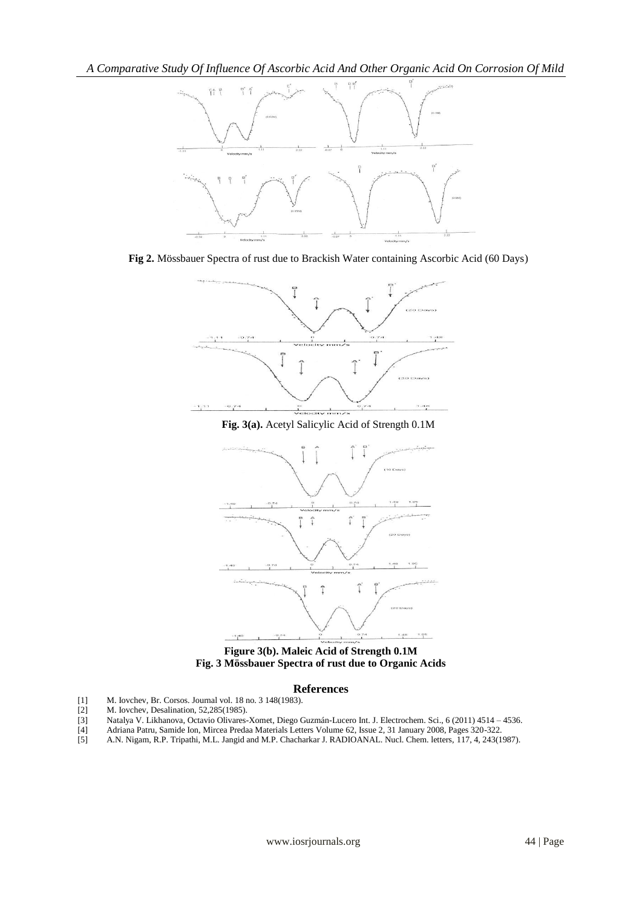Fig 2. Mössbauer Spectra of rust due to Brackish Water containing Ascorbic Acid (60 Days)

Fig. 3(a). Acetyl Salicylic Acid of Strength 0.1M

Figure 3(b). Maleic Acid of Strength 0.1M

Fig. 3 Mössbauer Spectra of rust due to Organic Acids

## References

[1] M. Iovchev, Br. Corsos. Journal vol. 18 no. 3 148(1983).

[2] M. Iovchev, Desalination, 52,285(1985).

[3] Natalya V. Likhanova, Octavio Olivares-Xomet, Diego Guzmán-Lucero Int. J. Electrochem. Sci., 6 (2011) 4514 – 4536.

[4] Adriana Patru, Samide Ion, Mircea Predaa Materials Letters Volume 62, Issue 2, 31 January 2008, Pages 320-322.

[5] A.N. Nigam, R.P. Tripathi, M.L. Jangid and M.P. Chacharkar J. RADIOANAL. Nucl. Chem. letters, 117, 4, 243(1987).